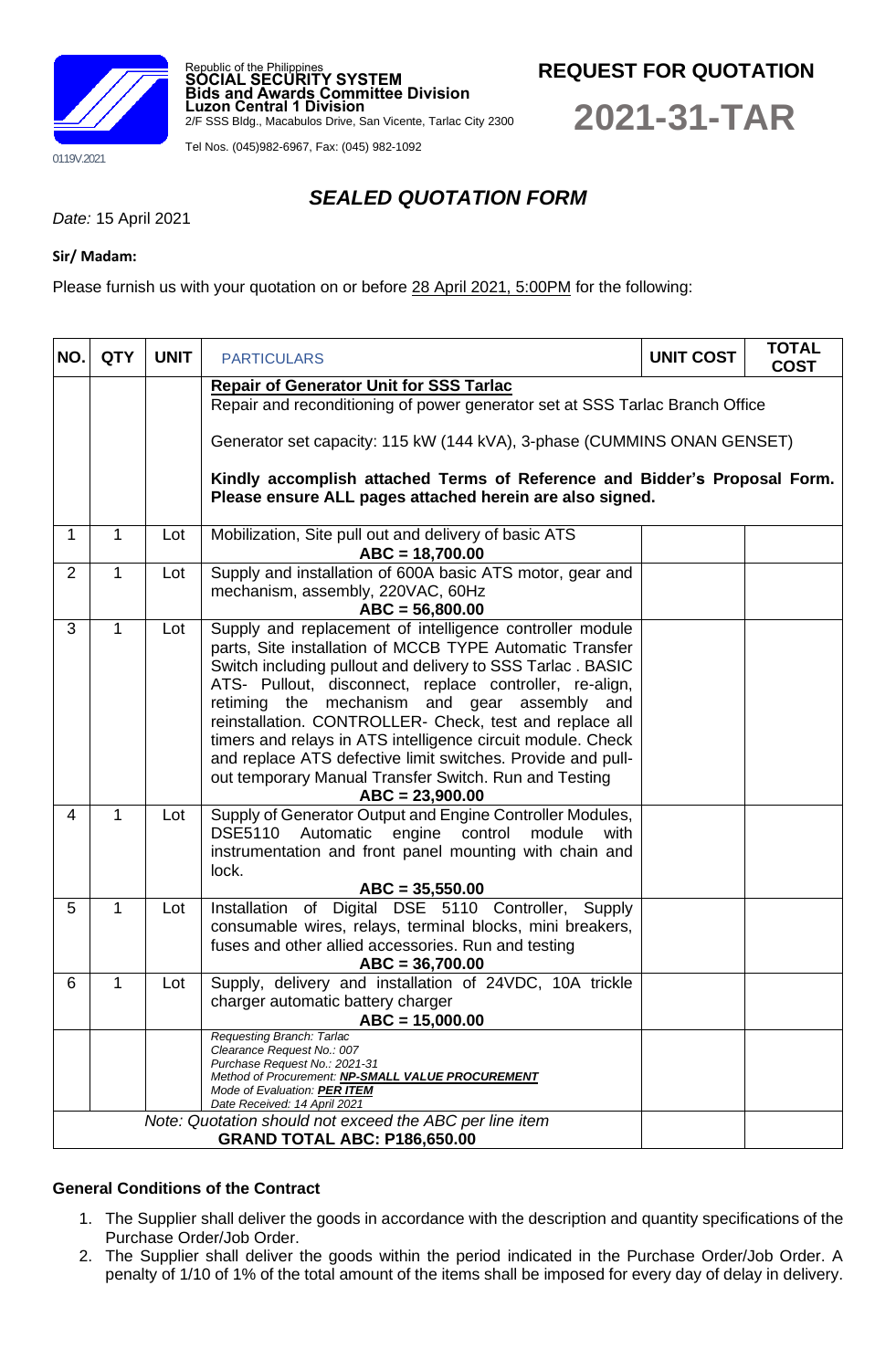Republic of the Philippines
**SOCIAL SECURITY SYSTEM**
**Bids and Awards Committee Division**
**Luzon Central 1 Division**
2/F SSS Bldg., Macabulos Drive, San Vicente, Tarlac City 2300
Tel Nos. (045)982-6967, Fax: (045) 982-1092

0119V.2021

**REQUEST FOR QUOTATION**

# 2021-31-TAR

## *SEALED QUOTATION FORM*

*Date:* 15 April 2021

**Sir/ Madam:**

Please furnish us with your quotation on or before 28 April 2021, 5:00PM for the following:

| NO. | QTY | UNIT | PARTICULARS | UNIT COST | TOTAL COST |
|---|---|---|---|---|---|
| | | | **Repair of Generator Unit for SSS Tarlac**<br>Repair and reconditioning of power generator set at SSS Tarlac Branch Office<br><br>Generator set capacity: 115 kW (144 kVA), 3-phase (CUMMINS ONAN GENSET)<br><br>**Kindly accomplish attached Terms of Reference and Bidder's Proposal Form. Please ensure ALL pages attached herein are also signed.** | | |
| 1 | 1 | Lot | Mobilization, Site pull out and delivery of basic ATS<br>**ABC = 18,700.00** | | |
| 2 | 1 | Lot | Supply and installation of 600A basic ATS motor, gear and mechanism, assembly, 220VAC, 60Hz<br>**ABC = 56,800.00** | | |
| 3 | 1 | Lot | Supply and replacement of intelligence controller module parts, Site installation of MCCB TYPE Automatic Transfer Switch including pullout and delivery to SSS Tarlac . BASIC ATS- Pullout, disconnect, replace controller, re-align, retiming the mechanism and gear assembly and reinstallation. CONTROLLER- Check, test and replace all timers and relays in ATS intelligence circuit module. Check and replace ATS defective limit switches. Provide and pull-out temporary Manual Transfer Switch. Run and Testing<br>**ABC = 23,900.00** | | |
| 4 | 1 | Lot | Supply of Generator Output and Engine Controller Modules, DSE5110 Automatic engine control module with instrumentation and front panel mounting with chain and lock.<br>**ABC = 35,550.00** | | |
| 5 | 1 | Lot | Installation of Digital DSE 5110 Controller, Supply consumable wires, relays, terminal blocks, mini breakers, fuses and other allied accessories. Run and testing<br>**ABC = 36,700.00** | | |
| 6 | 1 | Lot | Supply, delivery and installation of 24VDC, 10A trickle charger automatic battery charger<br>**ABC = 15,000.00** | | |
| | | | *Requesting Branch: Tarlac*<br>*Clearance Request No.: 007*<br>*Purchase Request No.: 2021-31*<br>*Method of Procurement:* ***NP-SMALL VALUE PROCUREMENT***<br>*Mode of Evaluation:* ***PER ITEM***<br>*Date Received: 14 April 2021* | | |
| *Note: Quotation should not exceed the ABC per line item*<br>**GRAND TOTAL ABC: P186,650.00** | | | | | |

**General Conditions of the Contract**

1. The Supplier shall deliver the goods in accordance with the description and quantity specifications of the Purchase Order/Job Order.
2. The Supplier shall deliver the goods within the period indicated in the Purchase Order/Job Order. A penalty of 1/10 of 1% of the total amount of the items shall be imposed for every day of delay in delivery.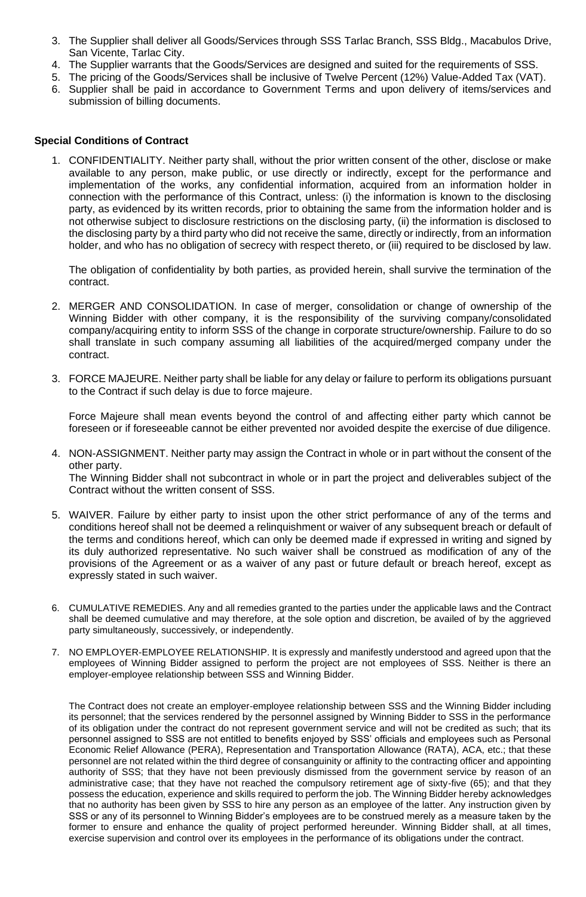3. The Supplier shall deliver all Goods/Services through SSS Tarlac Branch, SSS Bldg., Macabulos Drive, San Vicente, Tarlac City.
4. The Supplier warrants that the Goods/Services are designed and suited for the requirements of SSS.
5. The pricing of the Goods/Services shall be inclusive of Twelve Percent (12%) Value-Added Tax (VAT).
6. Supplier shall be paid in accordance to Government Terms and upon delivery of items/services and submission of billing documents.

**Special Conditions of Contract**

1. CONFIDENTIALITY. Neither party shall, without the prior written consent of the other, disclose or make available to any person, make public, or use directly or indirectly, except for the performance and implementation of the works, any confidential information, acquired from an information holder in connection with the performance of this Contract, unless: (i) the information is known to the disclosing party, as evidenced by its written records, prior to obtaining the same from the information holder and is not otherwise subject to disclosure restrictions on the disclosing party, (ii) the information is disclosed to the disclosing party by a third party who did not receive the same, directly or indirectly, from an information holder, and who has no obligation of secrecy with respect thereto, or (iii) required to be disclosed by law.

   The obligation of confidentiality by both parties, as provided herein, shall survive the termination of the contract.

2. MERGER AND CONSOLIDATION. In case of merger, consolidation or change of ownership of the Winning Bidder with other company, it is the responsibility of the surviving company/consolidated company/acquiring entity to inform SSS of the change in corporate structure/ownership. Failure to do so shall translate in such company assuming all liabilities of the acquired/merged company under the contract.

3. FORCE MAJEURE. Neither party shall be liable for any delay or failure to perform its obligations pursuant to the Contract if such delay is due to force majeure.

   Force Majeure shall mean events beyond the control of and affecting either party which cannot be foreseen or if foreseeable cannot be either prevented nor avoided despite the exercise of due diligence.

4. NON-ASSIGNMENT. Neither party may assign the Contract in whole or in part without the consent of the other party.
   The Winning Bidder shall not subcontract in whole or in part the project and deliverables subject of the Contract without the written consent of SSS.

5. WAIVER. Failure by either party to insist upon the other strict performance of any of the terms and conditions hereof shall not be deemed a relinquishment or waiver of any subsequent breach or default of the terms and conditions hereof, which can only be deemed made if expressed in writing and signed by its duly authorized representative. No such waiver shall be construed as modification of any of the provisions of the Agreement or as a waiver of any past or future default or breach hereof, except as expressly stated in such waiver.

6. CUMULATIVE REMEDIES. Any and all remedies granted to the parties under the applicable laws and the Contract shall be deemed cumulative and may therefore, at the sole option and discretion, be availed of by the aggrieved party simultaneously, successively, or independently.

7. NO EMPLOYER-EMPLOYEE RELATIONSHIP. It is expressly and manifestly understood and agreed upon that the employees of Winning Bidder assigned to perform the project are not employees of SSS. Neither is there an employer-employee relationship between SSS and Winning Bidder.

   The Contract does not create an employer-employee relationship between SSS and the Winning Bidder including its personnel; that the services rendered by the personnel assigned by Winning Bidder to SSS in the performance of its obligation under the contract do not represent government service and will not be credited as such; that its personnel assigned to SSS are not entitled to benefits enjoyed by SSS' officials and employees such as Personal Economic Relief Allowance (PERA), Representation and Transportation Allowance (RATA), ACA, etc.; that these personnel are not related within the third degree of consanguinity or affinity to the contracting officer and appointing authority of SSS; that they have not been previously dismissed from the government service by reason of an administrative case; that they have not reached the compulsory retirement age of sixty-five (65); and that they possess the education, experience and skills required to perform the job. The Winning Bidder hereby acknowledges that no authority has been given by SSS to hire any person as an employee of the latter. Any instruction given by SSS or any of its personnel to Winning Bidder's employees are to be construed merely as a measure taken by the former to ensure and enhance the quality of project performed hereunder. Winning Bidder shall, at all times, exercise supervision and control over its employees in the performance of its obligations under the contract.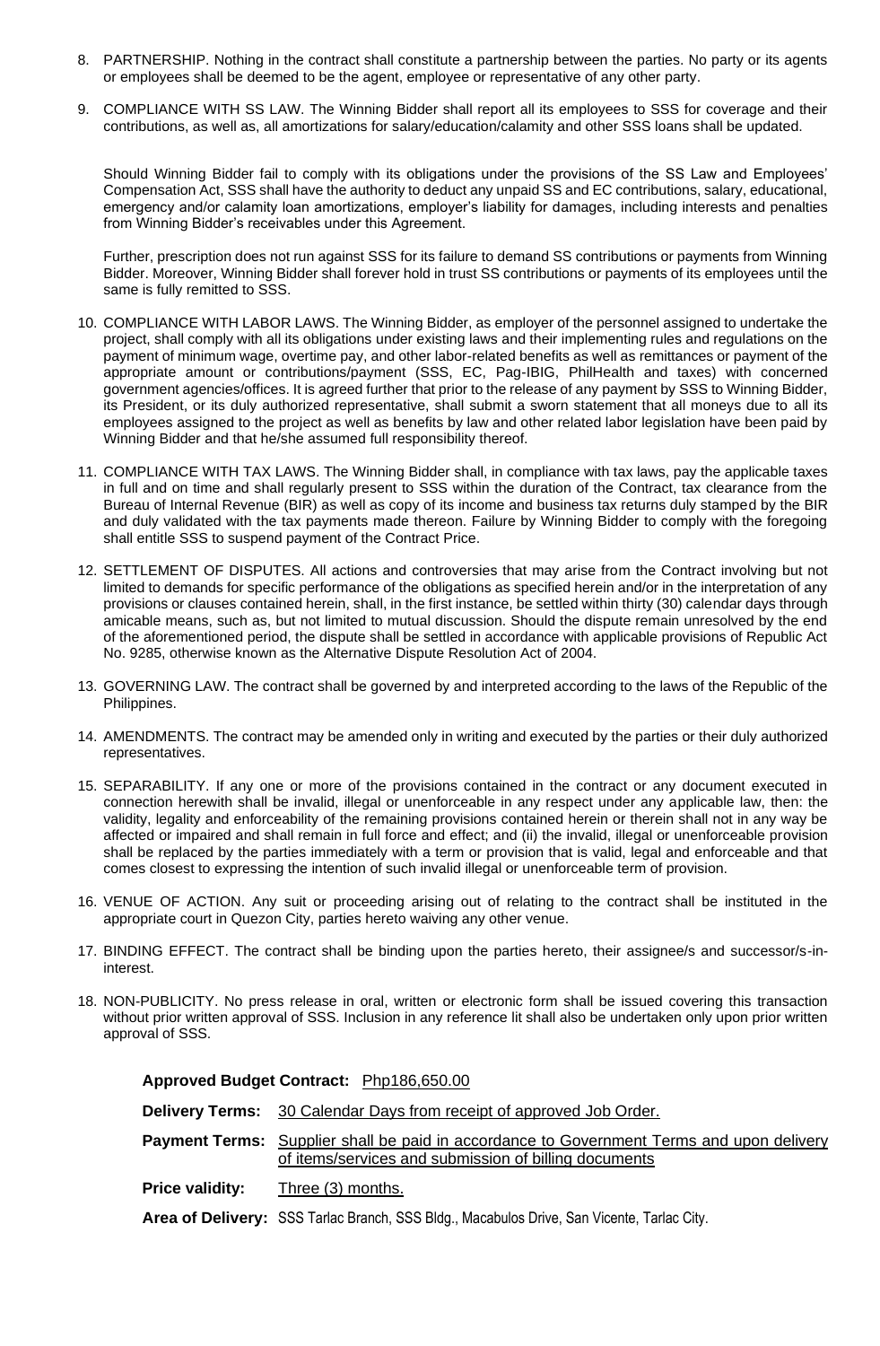8. PARTNERSHIP. Nothing in the contract shall constitute a partnership between the parties. No party or its agents or employees shall be deemed to be the agent, employee or representative of any other party.

9. COMPLIANCE WITH SS LAW. The Winning Bidder shall report all its employees to SSS for coverage and their contributions, as well as, all amortizations for salary/education/calamity and other SSS loans shall be updated.

   Should Winning Bidder fail to comply with its obligations under the provisions of the SS Law and Employees' Compensation Act, SSS shall have the authority to deduct any unpaid SS and EC contributions, salary, educational, emergency and/or calamity loan amortizations, employer's liability for damages, including interests and penalties from Winning Bidder's receivables under this Agreement.

   Further, prescription does not run against SSS for its failure to demand SS contributions or payments from Winning Bidder. Moreover, Winning Bidder shall forever hold in trust SS contributions or payments of its employees until the same is fully remitted to SSS.

10. COMPLIANCE WITH LABOR LAWS. The Winning Bidder, as employer of the personnel assigned to undertake the project, shall comply with all its obligations under existing laws and their implementing rules and regulations on the payment of minimum wage, overtime pay, and other labor-related benefits as well as remittances or payment of the appropriate amount or contributions/payment (SSS, EC, Pag-IBIG, PhilHealth and taxes) with concerned government agencies/offices. It is agreed further that prior to the release of any payment by SSS to Winning Bidder, its President, or its duly authorized representative, shall submit a sworn statement that all moneys due to all its employees assigned to the project as well as benefits by law and other related labor legislation have been paid by Winning Bidder and that he/she assumed full responsibility thereof.

11. COMPLIANCE WITH TAX LAWS. The Winning Bidder shall, in compliance with tax laws, pay the applicable taxes in full and on time and shall regularly present to SSS within the duration of the Contract, tax clearance from the Bureau of Internal Revenue (BIR) as well as copy of its income and business tax returns duly stamped by the BIR and duly validated with the tax payments made thereon. Failure by Winning Bidder to comply with the foregoing shall entitle SSS to suspend payment of the Contract Price.

12. SETTLEMENT OF DISPUTES. All actions and controversies that may arise from the Contract involving but not limited to demands for specific performance of the obligations as specified herein and/or in the interpretation of any provisions or clauses contained herein, shall, in the first instance, be settled within thirty (30) calendar days through amicable means, such as, but not limited to mutual discussion. Should the dispute remain unresolved by the end of the aforementioned period, the dispute shall be settled in accordance with applicable provisions of Republic Act No. 9285, otherwise known as the Alternative Dispute Resolution Act of 2004.

13. GOVERNING LAW. The contract shall be governed by and interpreted according to the laws of the Republic of the Philippines.

14. AMENDMENTS. The contract may be amended only in writing and executed by the parties or their duly authorized representatives.

15. SEPARABILITY. If any one or more of the provisions contained in the contract or any document executed in connection herewith shall be invalid, illegal or unenforceable in any respect under any applicable law, then: the validity, legality and enforceability of the remaining provisions contained herein or therein shall not in any way be affected or impaired and shall remain in full force and effect; and (ii) the invalid, illegal or unenforceable provision shall be replaced by the parties immediately with a term or provision that is valid, legal and enforceable and that comes closest to expressing the intention of such invalid illegal or unenforceable term of provision.

16. VENUE OF ACTION. Any suit or proceeding arising out of relating to the contract shall be instituted in the appropriate court in Quezon City, parties hereto waiving any other venue.

17. BINDING EFFECT. The contract shall be binding upon the parties hereto, their assignee/s and successor/s-in-interest.

18. NON-PUBLICITY. No press release in oral, written or electronic form shall be issued covering this transaction without prior written approval of SSS. Inclusion in any reference lit shall also be undertaken only upon prior written approval of SSS.

**Approved Budget Contract:** Php186,650.00

**Delivery Terms:** 30 Calendar Days from receipt of approved Job Order.

**Payment Terms:** Supplier shall be paid in accordance to Government Terms and upon delivery of items/services and submission of billing documents

**Price validity:** Three (3) months.

**Area of Delivery:** SSS Tarlac Branch, SSS Bldg., Macabulos Drive, San Vicente, Tarlac City.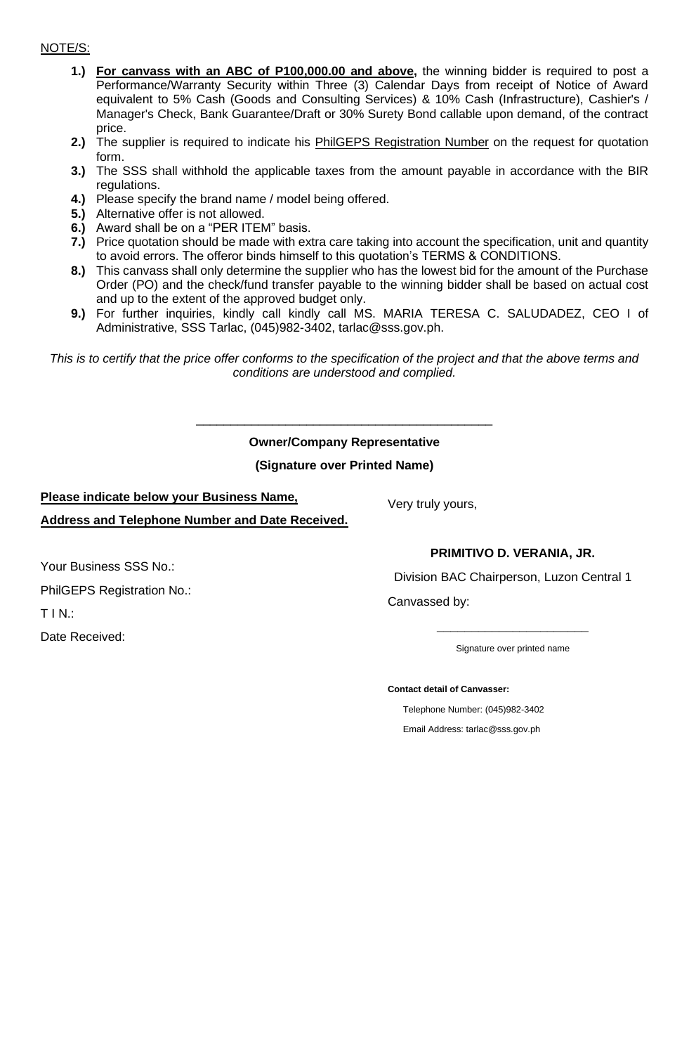NOTE/S:

1.) **For canvass with an ABC of P100,000.00 and above,** the winning bidder is required to post a Performance/Warranty Security within Three (3) Calendar Days from receipt of Notice of Award equivalent to 5% Cash (Goods and Consulting Services) & 10% Cash (Infrastructure), Cashier's / Manager's Check, Bank Guarantee/Draft or 30% Surety Bond callable upon demand, of the contract price.
2.) The supplier is required to indicate his PhilGEPS Registration Number on the request for quotation form.
3.) The SSS shall withhold the applicable taxes from the amount payable in accordance with the BIR regulations.
4.) Please specify the brand name / model being offered.
5.) Alternative offer is not allowed.
6.) Award shall be on a "PER ITEM" basis.
7.) Price quotation should be made with extra care taking into account the specification, unit and quantity to avoid errors. The offeror binds himself to this quotation's TERMS & CONDITIONS.
8.) This canvass shall only determine the supplier who has the lowest bid for the amount of the Purchase Order (PO) and the check/fund transfer payable to the winning bidder shall be based on actual cost and up to the extent of the approved budget only.
9.) For further inquiries, kindly call kindly call MS. MARIA TERESA C. SALUDADEZ, CEO I of Administrative, SSS Tarlac, (045)982-3402, tarlac@sss.gov.ph.

*This is to certify that the price offer conforms to the specification of the project and that the above terms and conditions are understood and complied.*

\_\_\_\_\_\_\_\_\_\_\_\_\_\_\_\_\_\_\_\_\_\_\_\_\_\_\_\_\_\_\_\_\_\_\_\_\_\_\_\_\_\_

**Owner/Company Representative**

**(Signature over Printed Name)**

**Please indicate below your Business Name,**

**Address and Telephone Number and Date Received.**

Your Business SSS No.:

PhilGEPS Registration No.:

T I N.:

Date Received:

Very truly yours,

**PRIMITIVO D. VERANIA, JR.**

Division BAC Chairperson, Luzon Central 1

Canvassed by:

\_\_\_\_\_\_\_\_\_\_\_\_\_\_\_\_\_\_\_\_\_\_\_

Signature over printed name

**Contact detail of Canvasser:**

Telephone Number: (045)982-3402

Email Address: tarlac@sss.gov.ph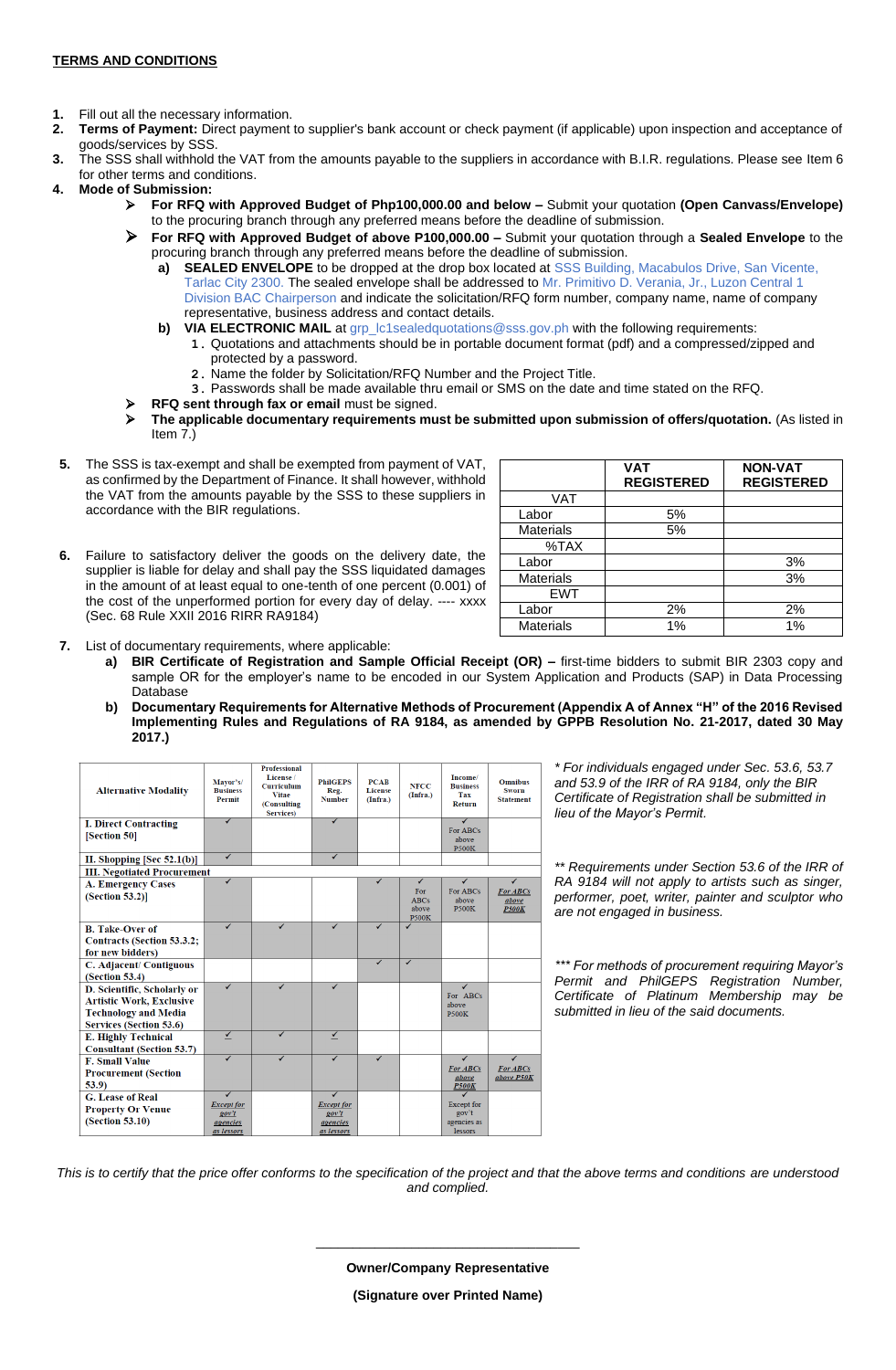**TERMS AND CONDITIONS**

1. Fill out all the necessary information.
2. **Terms of Payment:** Direct payment to supplier's bank account or check payment (if applicable) upon inspection and acceptance of goods/services by SSS.
3. The SSS shall withhold the VAT from the amounts payable to the suppliers in accordance with B.I.R. regulations. Please see Item 6 for other terms and conditions.
4. **Mode of Submission:**
   - **For RFQ with Approved Budget of Php100,000.00 and below –** Submit your quotation **(Open Canvass/Envelope)** to the procuring branch through any preferred means before the deadline of submission.
   - **For RFQ with Approved Budget of above P100,000.00 –** Submit your quotation through a **Sealed Envelope** to the procuring branch through any preferred means before the deadline of submission.
     - **a) SEALED ENVELOPE** to be dropped at the drop box located at SSS Building, Macabulos Drive, San Vicente, Tarlac City 2300. The sealed envelope shall be addressed to Mr. Primitivo D. Verania, Jr., Luzon Central 1 Division BAC Chairperson and indicate the solicitation/RFQ form number, company name, name of company representative, business address and contact details.
     - **b) VIA ELECTRONIC MAIL** at grp_lc1sealedquotations@sss.gov.ph with the following requirements:
       1. Quotations and attachments should be in portable document format (pdf) and a compressed/zipped and protected by a password.
       2. Name the folder by Solicitation/RFQ Number and the Project Title.
       3. Passwords shall be made available thru email or SMS on the date and time stated on the RFQ.
   - **RFQ sent through fax or email** must be signed.
   - **The applicable documentary requirements must be submitted upon submission of offers/quotation.** (As listed in Item 7.)

5. The SSS is tax-exempt and shall be exempted from payment of VAT, as confirmed by the Department of Finance. It shall however, withhold the VAT from the amounts payable by the SSS to these suppliers in accordance with the BIR regulations.

6. Failure to satisfactory deliver the goods on the delivery date, the supplier is liable for delay and shall pay the SSS liquidated damages in the amount of at least equal to one-tenth of one percent (0.001) of the cost of the unperformed portion for every day of delay. ---- xxxx (Sec. 68 Rule XXII 2016 RIRR RA9184)

| | VAT REGISTERED | NON-VAT REGISTERED |
|---|---|---|
| VAT | | |
| Labor | 5% | |
| Materials | 5% | |
| %TAX | | |
| Labor | | 3% |
| Materials | | 3% |
| EWT | | |
| Labor | 2% | 2% |
| Materials | 1% | 1% |

7. List of documentary requirements, where applicable:
   - **a) BIR Certificate of Registration and Sample Official Receipt (OR) –** first-time bidders to submit BIR 2303 copy and sample OR for the employer's name to be encoded in our System Application and Products (SAP) in Data Processing Database
   - **b) Documentary Requirements for Alternative Methods of Procurement (Appendix A of Annex "H" of the 2016 Revised Implementing Rules and Regulations of RA 9184, as amended by GPPB Resolution No. 21-2017, dated 30 May 2017.)**

| Alternative Modality | Mayor's/ Business Permit | Professional License / Curriculum Vitae (Consulting Services) | PhilGEPS Reg. Number | PCAB License (Infra.) | NFCC (Infra.) | Income/ Business Tax Return | Omnibus Sworn Statement |
|---|---|---|---|---|---|---|---|
| I. Direct Contracting [Section 50] | ✓ | | ✓ | | | ✓ For ABCs above P500K | |
| II. Shopping [Sec 52.1(b)] | ✓ | | ✓ | | | | |
| III. Negotiated Procurement | | | | | | | |
| A. Emergency Cases (Section 53.2)] | ✓ | | | ✓ | ✓ For ABCs above P500K | ✓ For ABCs above P500K | ✓ *For ABCs above P500K* |
| B. Take-Over of Contracts (Section 53.3.2; for new bidders) | ✓ | ✓ | ✓ | ✓ | ✓ | | |
| C. Adjacent/ Contiguous (Section 53.4) | | | | ✓ | ✓ | | |
| D. Scientific, Scholarly or Artistic Work, Exclusive Technology and Media Services (Section 53.6) | ✓ | ✓ | ✓ | | | ✓ For ABCs above P500K | |
| E. Highly Technical Consultant (Section 53.7) | ✓ | ✓ | ✓ | | | | |
| F. Small Value Procurement (Section 53.9) | ✓ | ✓ | ✓ | ✓ | | ✓ *For ABCs above P500K* | ✓ *For ABCs above P50K* |
| G. Lease of Real Property Or Venue (Section 53.10) | ✓ *Except for gov't agencies as lessors* | | ✓ *Except for gov't agencies as lessors* | | | ✓ Except for gov't agencies as lessors | |

*\* For individuals engaged under Sec. 53.6, 53.7 and 53.9 of the IRR of RA 9184, only the BIR Certificate of Registration shall be submitted in lieu of the Mayor's Permit.*

*\*\* Requirements under Section 53.6 of the IRR of RA 9184 will not apply to artists such as singer, performer, poet, writer, painter and sculptor who are not engaged in business.*

*\*\*\* For methods of procurement requiring Mayor's Permit and PhilGEPS Registration Number, Certificate of Platinum Membership may be submitted in lieu of the said documents.*

*This is to certify that the price offer conforms to the specification of the project and that the above terms and conditions are understood and complied.*

\_\_\_\_\_\_\_\_\_\_\_\_\_\_\_\_\_\_\_\_\_\_\_\_\_\_\_\_\_\_\_\_\_\_\_\_\_\_\_\_

**Owner/Company Representative**

**(Signature over Printed Name)**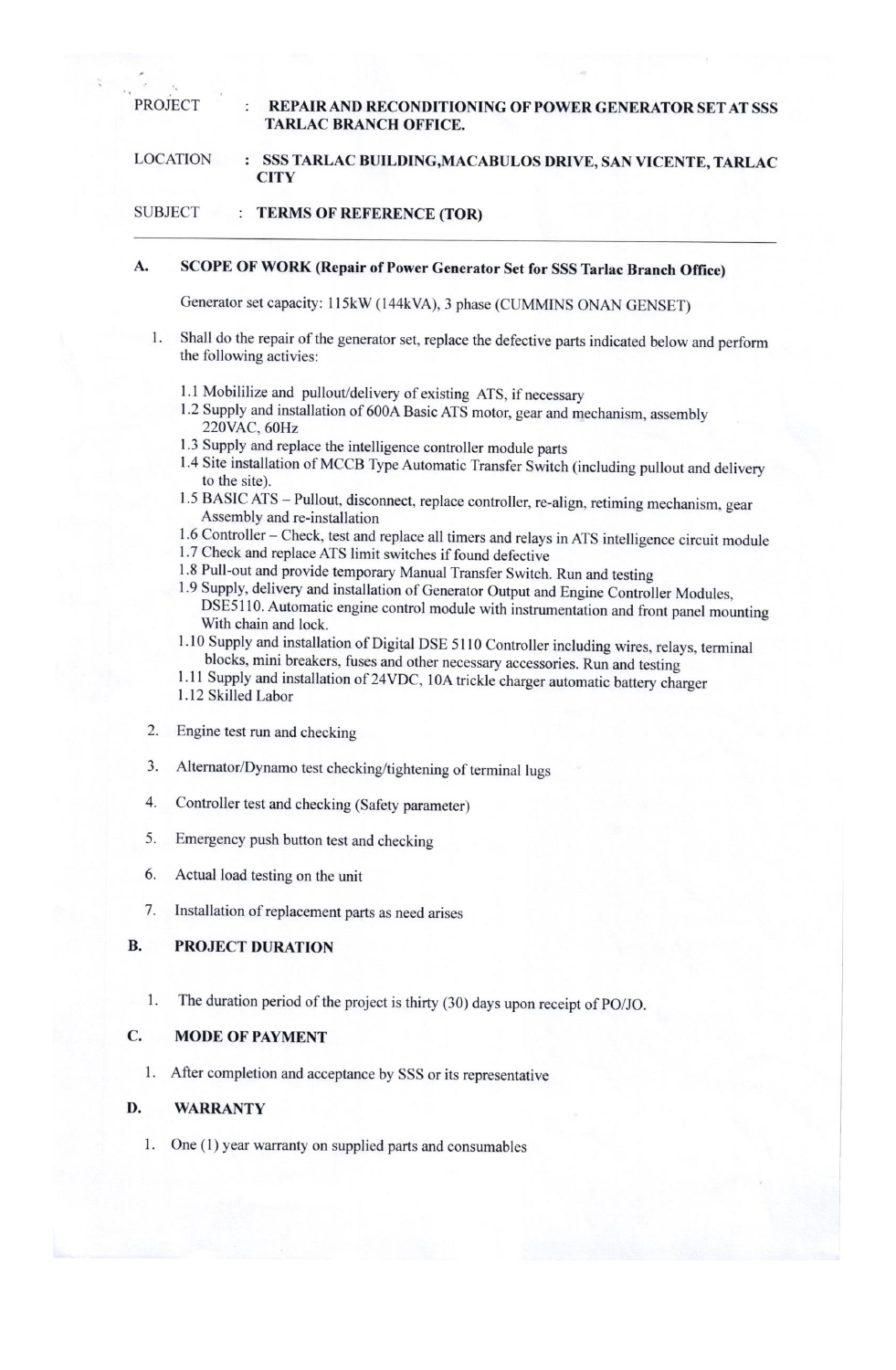PROJECT : **REPAIR AND RECONDITIONING OF POWER GENERATOR SET AT SSS TARLAC BRANCH OFFICE.**

LOCATION : **SSS TARLAC BUILDING,MACABULOS DRIVE, SAN VICENTE, TARLAC CITY**

SUBJECT : **TERMS OF REFERENCE (TOR)**

---

## A. SCOPE OF WORK (Repair of Power Generator Set for SSS Tarlac Branch Office)

Generator set capacity: 115kW (144kVA), 3 phase (CUMMINS ONAN GENSET)

1. Shall do the repair of the generator set, replace the defective parts indicated below and perform the following activies:

   1.1 Mobililize and pullout/delivery of existing ATS, if necessary
   1.2 Supply and installation of 600A Basic ATS motor, gear and mechanism, assembly 220VAC, 60Hz
   1.3 Supply and replace the intelligence controller module parts
   1.4 Site installation of MCCB Type Automatic Transfer Switch (including pullout and delivery to the site).
   1.5 BASIC ATS – Pullout, disconnect, replace controller, re-align, retiming mechanism, gear Assembly and re-installation
   1.6 Controller – Check, test and replace all timers and relays in ATS intelligence circuit module
   1.7 Check and replace ATS limit switches if found defective
   1.8 Pull-out and provide temporary Manual Transfer Switch. Run and testing
   1.9 Supply, delivery and installation of Generator Output and Engine Controller Modules, DSE5110. Automatic engine control module with instrumentation and front panel mounting With chain and lock.
   1.10 Supply and installation of Digital DSE 5110 Controller including wires, relays, terminal blocks, mini breakers, fuses and other necessary accessories. Run and testing
   1.11 Supply and installation of 24VDC, 10A trickle charger automatic battery charger
   1.12 Skilled Labor

2. Engine test run and checking

3. Alternator/Dynamo test checking/tightening of terminal lugs

4. Controller test and checking (Safety parameter)

5. Emergency push button test and checking

6. Actual load testing on the unit

7. Installation of replacement parts as need arises

## B. PROJECT DURATION

1. The duration period of the project is thirty (30) days upon receipt of PO/JO.

## C. MODE OF PAYMENT

1. After completion and acceptance by SSS or its representative

## D. WARRANTY

1. One (1) year warranty on supplied parts and consumables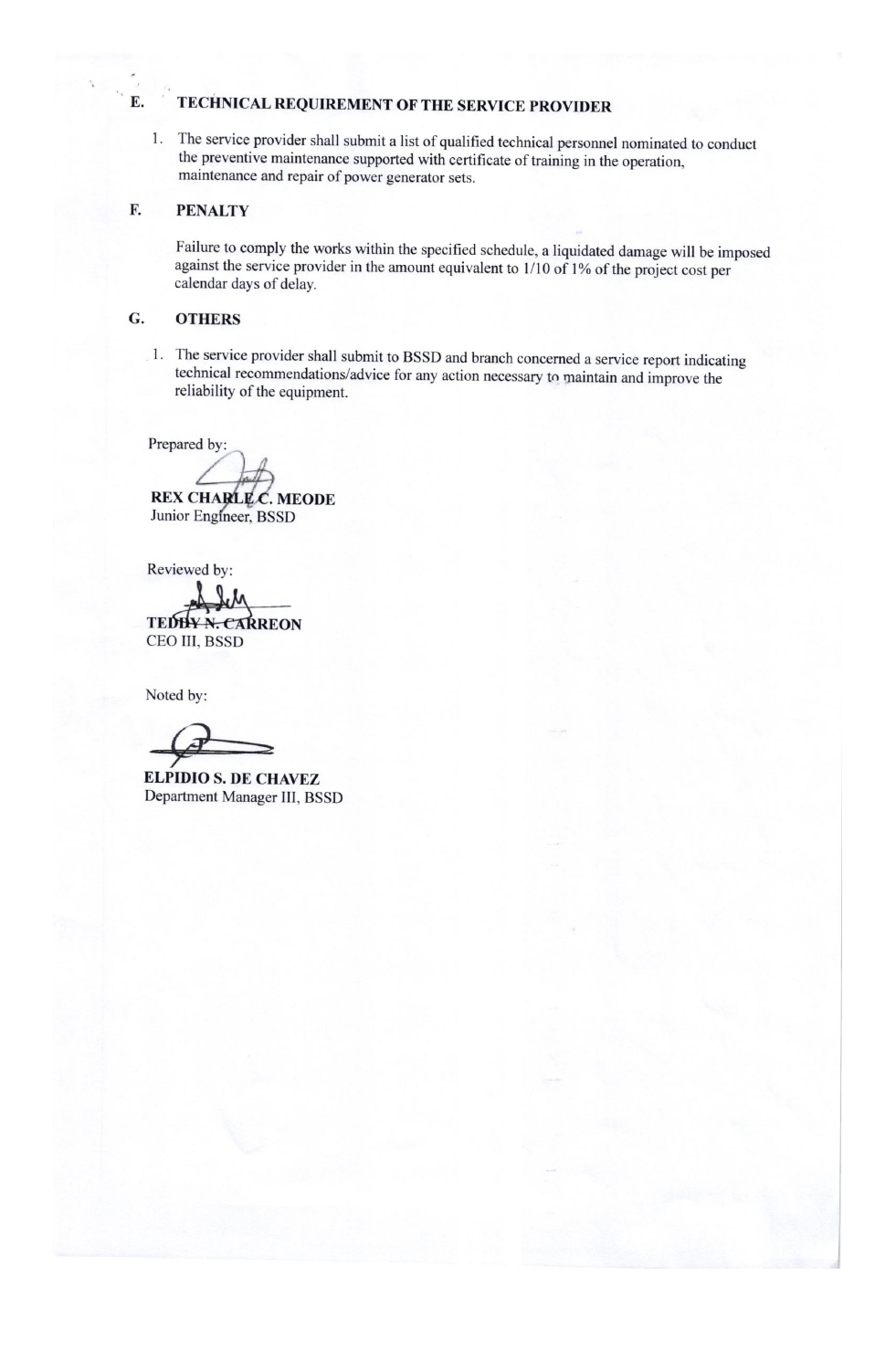## E. TECHNICAL REQUIREMENT OF THE SERVICE PROVIDER

1. The service provider shall submit a list of qualified technical personnel nominated to conduct the preventive maintenance supported with certificate of training in the operation, maintenance and repair of power generator sets.

## F. PENALTY

Failure to comply the works within the specified schedule, a liquidated damage will be imposed against the service provider in the amount equivalent to 1/10 of 1% of the project cost per calendar days of delay.

## G. OTHERS

1. The service provider shall submit to BSSD and branch concerned a service report indicating technical recommendations/advice for any action necessary to maintain and improve the reliability of the equipment.

Prepared by:

**REX CHARLE C. MEODE**
Junior Engineer, BSSD

Reviewed by:

**TEDDY N. CARREON**
CEO III, BSSD

Noted by:

**ELPIDIO S. DE CHAVEZ**
Department Manager III, BSSD